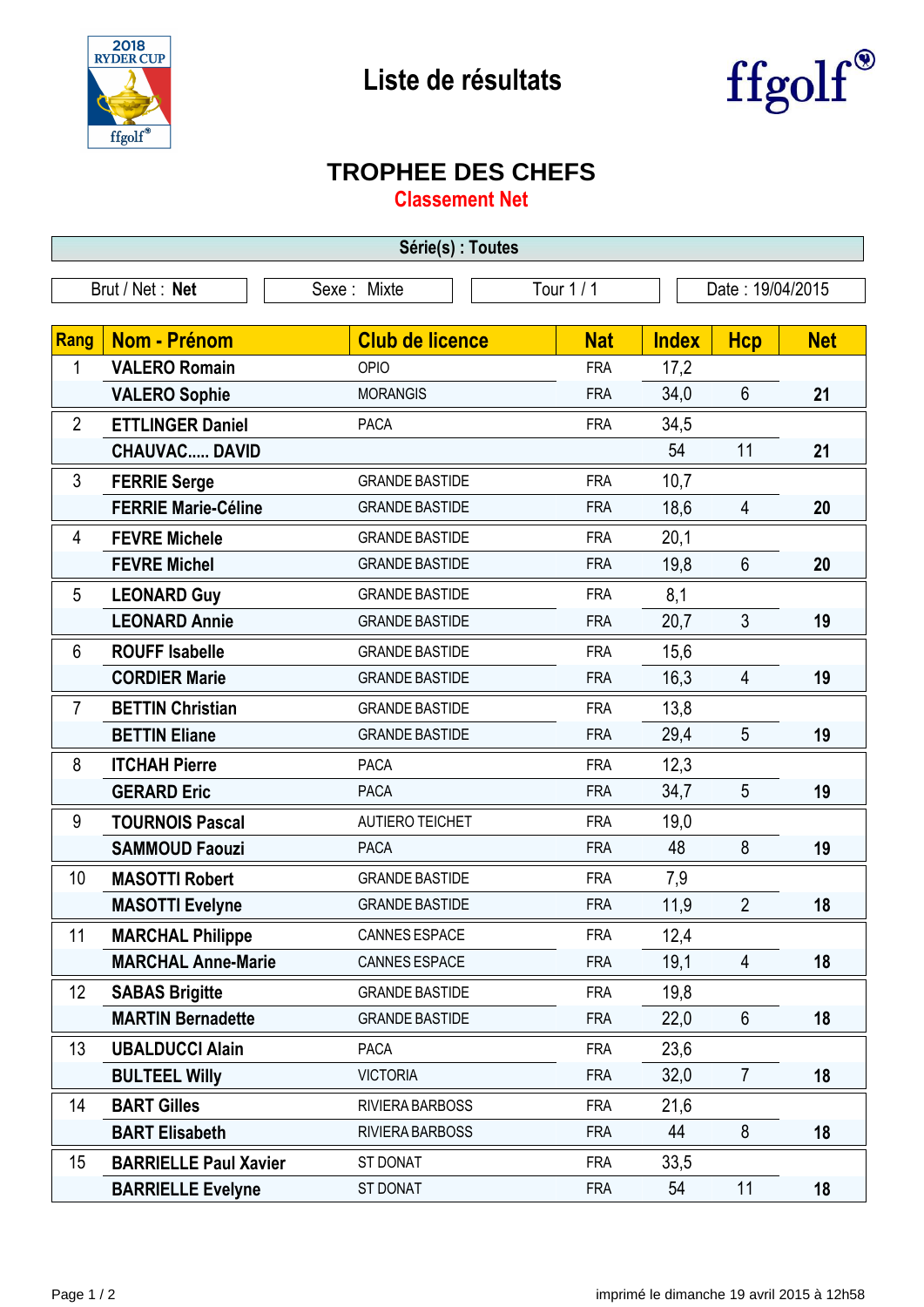# Liste de résultats

## TROPHEE DES CHEFS

### Classement Net

**Série(s) : Toutes**

| Brut / Net : **Net** | Sexe : Mixte | Tour 1 / 1 | Date : 19/04/2015 |
|---|---|---|---|

| Rang | Nom - Prénom | Club de licence | Nat | Index | Hcp | Net |
|---|---|---|---|---|---|---|
| 1 | **VALERO Romain** | OPIO | FRA | 17,2 | | |
| | **VALERO Sophie** | MORANGIS | FRA | 34,0 | 6 | **21** |
| 2 | **ETTLINGER Daniel** | PACA | FRA | 34,5 | | |
| | **CHAUVAC..... DAVID** | | | 54 | 11 | **21** |
| 3 | **FERRIE Serge** | GRANDE BASTIDE | FRA | 10,7 | | |
| | **FERRIE Marie-Céline** | GRANDE BASTIDE | FRA | 18,6 | 4 | **20** |
| 4 | **FEVRE Michele** | GRANDE BASTIDE | FRA | 20,1 | | |
| | **FEVRE Michel** | GRANDE BASTIDE | FRA | 19,8 | 6 | **20** |
| 5 | **LEONARD Guy** | GRANDE BASTIDE | FRA | 8,1 | | |
| | **LEONARD Annie** | GRANDE BASTIDE | FRA | 20,7 | 3 | **19** |
| 6 | **ROUFF Isabelle** | GRANDE BASTIDE | FRA | 15,6 | | |
| | **CORDIER Marie** | GRANDE BASTIDE | FRA | 16,3 | 4 | **19** |
| 7 | **BETTIN Christian** | GRANDE BASTIDE | FRA | 13,8 | | |
| | **BETTIN Eliane** | GRANDE BASTIDE | FRA | 29,4 | 5 | **19** |
| 8 | **ITCHAH Pierre** | PACA | FRA | 12,3 | | |
| | **GERARD Eric** | PACA | FRA | 34,7 | 5 | **19** |
| 9 | **TOURNOIS Pascal** | AUTIERO TEICHET | FRA | 19,0 | | |
| | **SAMMOUD Faouzi** | PACA | FRA | 48 | 8 | **19** |
| 10 | **MASOTTI Robert** | GRANDE BASTIDE | FRA | 7,9 | | |
| | **MASOTTI Evelyne** | GRANDE BASTIDE | FRA | 11,9 | 2 | **18** |
| 11 | **MARCHAL Philippe** | CANNES ESPACE | FRA | 12,4 | | |
| | **MARCHAL Anne-Marie** | CANNES ESPACE | FRA | 19,1 | 4 | **18** |
| 12 | **SABAS Brigitte** | GRANDE BASTIDE | FRA | 19,8 | | |
| | **MARTIN Bernadette** | GRANDE BASTIDE | FRA | 22,0 | 6 | **18** |
| 13 | **UBALDUCCI Alain** | PACA | FRA | 23,6 | | |
| | **BULTEEL Willy** | VICTORIA | FRA | 32,0 | 7 | **18** |
| 14 | **BART Gilles** | RIVIERA BARBOSS | FRA | 21,6 | | |
| | **BART Elisabeth** | RIVIERA BARBOSS | FRA | 44 | 8 | **18** |
| 15 | **BARRIELLE Paul Xavier** | ST DONAT | FRA | 33,5 | | |
| | **BARRIELLE Evelyne** | ST DONAT | FRA | 54 | 11 | **18** |

imprimé le dimanche 19 avril 2015 à 12h58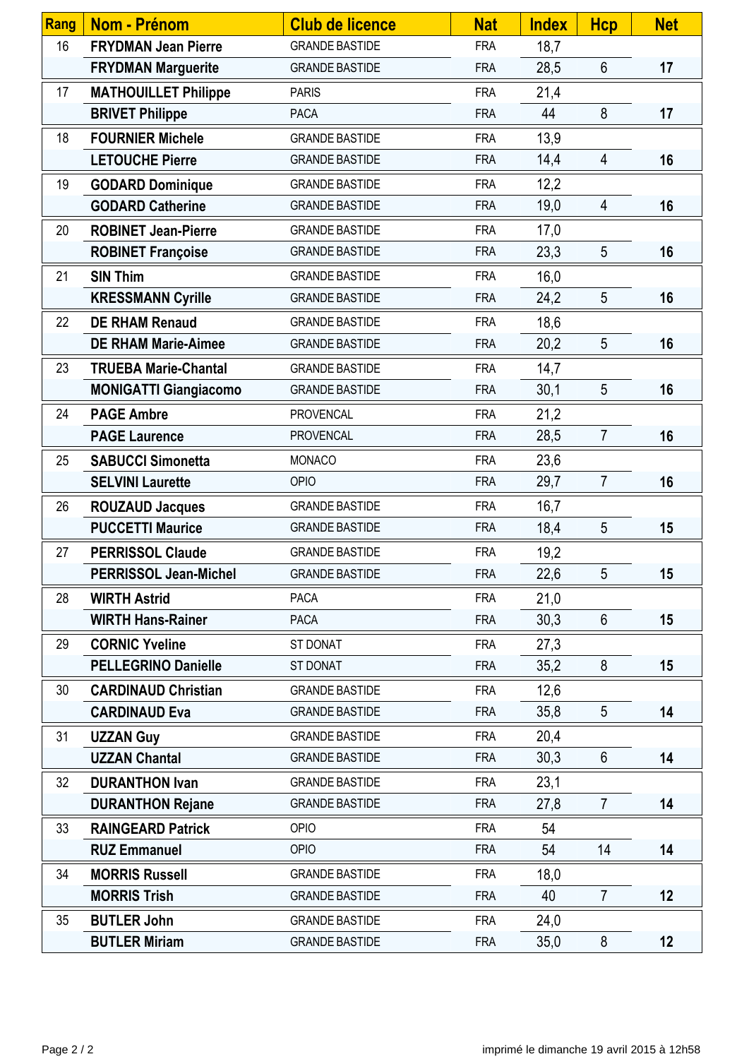| Rang | Nom - Prénom | Club de licence | Nat | Index | Hcp | Net |
|---|---|---|---|---|---|---|
| 16 | **FRYDMAN Jean Pierre** | GRANDE BASTIDE | FRA | 18,7 | | |
| | **FRYDMAN Marguerite** | GRANDE BASTIDE | FRA | 28,5 | 6 | **17** |
| 17 | **MATHOUILLET Philippe** | PARIS | FRA | 21,4 | | |
| | **BRIVET Philippe** | PACA | FRA | 44 | 8 | **17** |
| 18 | **FOURNIER Michele** | GRANDE BASTIDE | FRA | 13,9 | | |
| | **LETOUCHE Pierre** | GRANDE BASTIDE | FRA | 14,4 | 4 | **16** |
| 19 | **GODARD Dominique** | GRANDE BASTIDE | FRA | 12,2 | | |
| | **GODARD Catherine** | GRANDE BASTIDE | FRA | 19,0 | 4 | **16** |
| 20 | **ROBINET Jean-Pierre** | GRANDE BASTIDE | FRA | 17,0 | | |
| | **ROBINET Françoise** | GRANDE BASTIDE | FRA | 23,3 | 5 | **16** |
| 21 | **SIN Thim** | GRANDE BASTIDE | FRA | 16,0 | | |
| | **KRESSMANN Cyrille** | GRANDE BASTIDE | FRA | 24,2 | 5 | **16** |
| 22 | **DE RHAM Renaud** | GRANDE BASTIDE | FRA | 18,6 | | |
| | **DE RHAM Marie-Aimee** | GRANDE BASTIDE | FRA | 20,2 | 5 | **16** |
| 23 | **TRUEBA Marie-Chantal** | GRANDE BASTIDE | FRA | 14,7 | | |
| | **MONIGATTI Giangiacomo** | GRANDE BASTIDE | FRA | 30,1 | 5 | **16** |
| 24 | **PAGE Ambre** | PROVENCAL | FRA | 21,2 | | |
| | **PAGE Laurence** | PROVENCAL | FRA | 28,5 | 7 | **16** |
| 25 | **SABUCCI Simonetta** | MONACO | FRA | 23,6 | | |
| | **SELVINI Laurette** | OPIO | FRA | 29,7 | 7 | **16** |
| 26 | **ROUZAUD Jacques** | GRANDE BASTIDE | FRA | 16,7 | | |
| | **PUCCETTI Maurice** | GRANDE BASTIDE | FRA | 18,4 | 5 | **15** |
| 27 | **PERRISSOL Claude** | GRANDE BASTIDE | FRA | 19,2 | | |
| | **PERRISSOL Jean-Michel** | GRANDE BASTIDE | FRA | 22,6 | 5 | **15** |
| 28 | **WIRTH Astrid** | PACA | FRA | 21,0 | | |
| | **WIRTH Hans-Rainer** | PACA | FRA | 30,3 | 6 | **15** |
| 29 | **CORNIC Yveline** | ST DONAT | FRA | 27,3 | | |
| | **PELLEGRINO Danielle** | ST DONAT | FRA | 35,2 | 8 | **15** |
| 30 | **CARDINAUD Christian** | GRANDE BASTIDE | FRA | 12,6 | | |
| | **CARDINAUD Eva** | GRANDE BASTIDE | FRA | 35,8 | 5 | **14** |
| 31 | **UZZAN Guy** | GRANDE BASTIDE | FRA | 20,4 | | |
| | **UZZAN Chantal** | GRANDE BASTIDE | FRA | 30,3 | 6 | **14** |
| 32 | **DURANTHON Ivan** | GRANDE BASTIDE | FRA | 23,1 | | |
| | **DURANTHON Rejane** | GRANDE BASTIDE | FRA | 27,8 | 7 | **14** |
| 33 | **RAINGEARD Patrick** | OPIO | FRA | 54 | | |
| | **RUZ Emmanuel** | OPIO | FRA | 54 | 14 | **14** |
| 34 | **MORRIS Russell** | GRANDE BASTIDE | FRA | 18,0 | | |
| | **MORRIS Trish** | GRANDE BASTIDE | FRA | 40 | 7 | **12** |
| 35 | **BUTLER John** | GRANDE BASTIDE | FRA | 24,0 | | |
| | **BUTLER Miriam** | GRANDE BASTIDE | FRA | 35,0 | 8 | **12** |

imprimé le dimanche 19 avril 2015 à 12h58